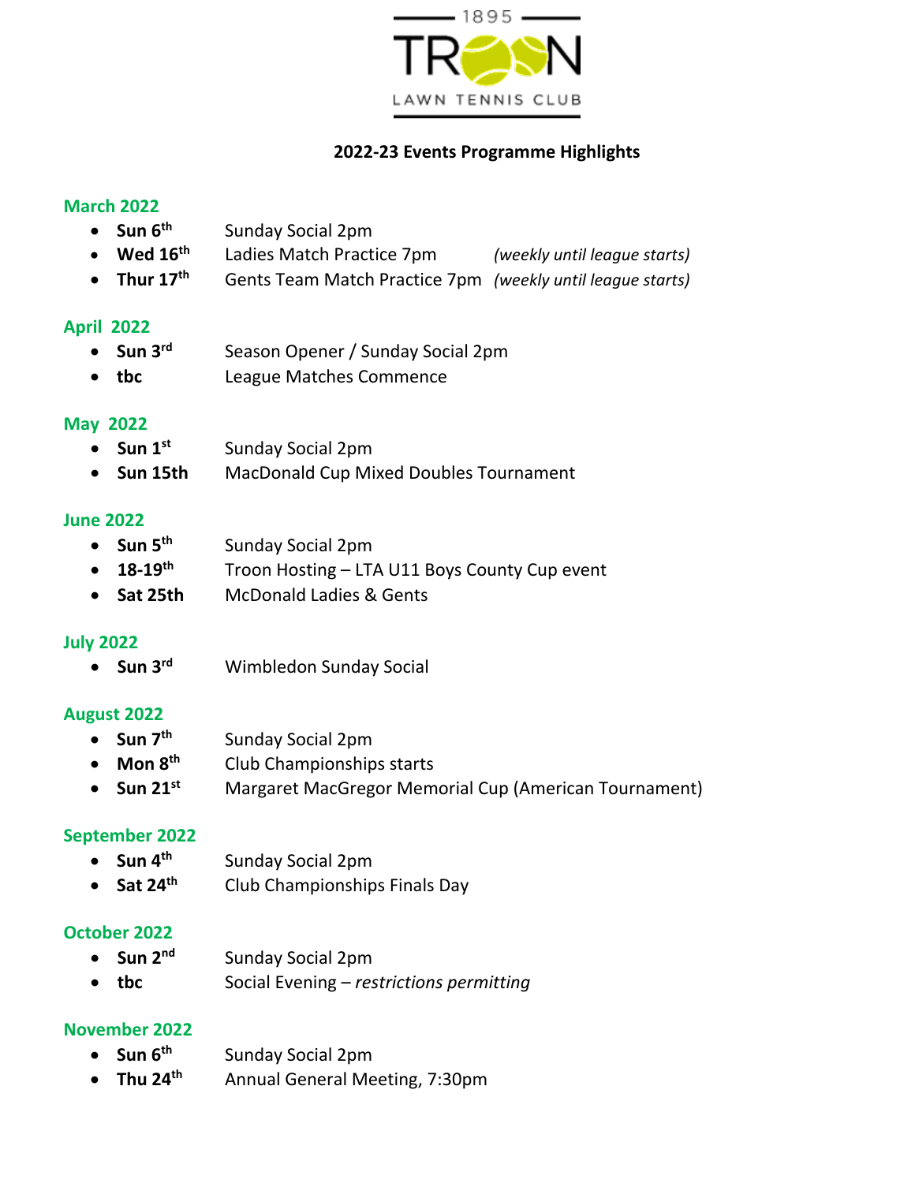1895 TROON LAWN TENNIS CLUB

# 2022-23 Events Programme Highlights

## March 2022

- **Sun 6th** Sunday Social 2pm
- **Wed 16th** Ladies Match Practice 7pm *(weekly until league starts)*
- **Thur 17th** Gents Team Match Practice 7pm *(weekly until league starts)*

## April 2022

- **Sun 3rd** Season Opener / Sunday Social 2pm
- **tbc** League Matches Commence

## May 2022

- **Sun 1st** Sunday Social 2pm
- **Sun 15th** MacDonald Cup Mixed Doubles Tournament

## June 2022

- **Sun 5th** Sunday Social 2pm
- **18-19th** Troon Hosting – LTA U11 Boys County Cup event
- **Sat 25th** McDonald Ladies & Gents

## July 2022

- **Sun 3rd** Wimbledon Sunday Social

## August 2022

- **Sun 7th** Sunday Social 2pm
- **Mon 8th** Club Championships starts
- **Sun 21st** Margaret MacGregor Memorial Cup (American Tournament)

## September 2022

- **Sun 4th** Sunday Social 2pm
- **Sat 24th** Club Championships Finals Day

## October 2022

- **Sun 2nd** Sunday Social 2pm
- **tbc** Social Evening – *restrictions permitting*

## November 2022

- **Sun 6th** Sunday Social 2pm
- **Thu 24th** Annual General Meeting, 7:30pm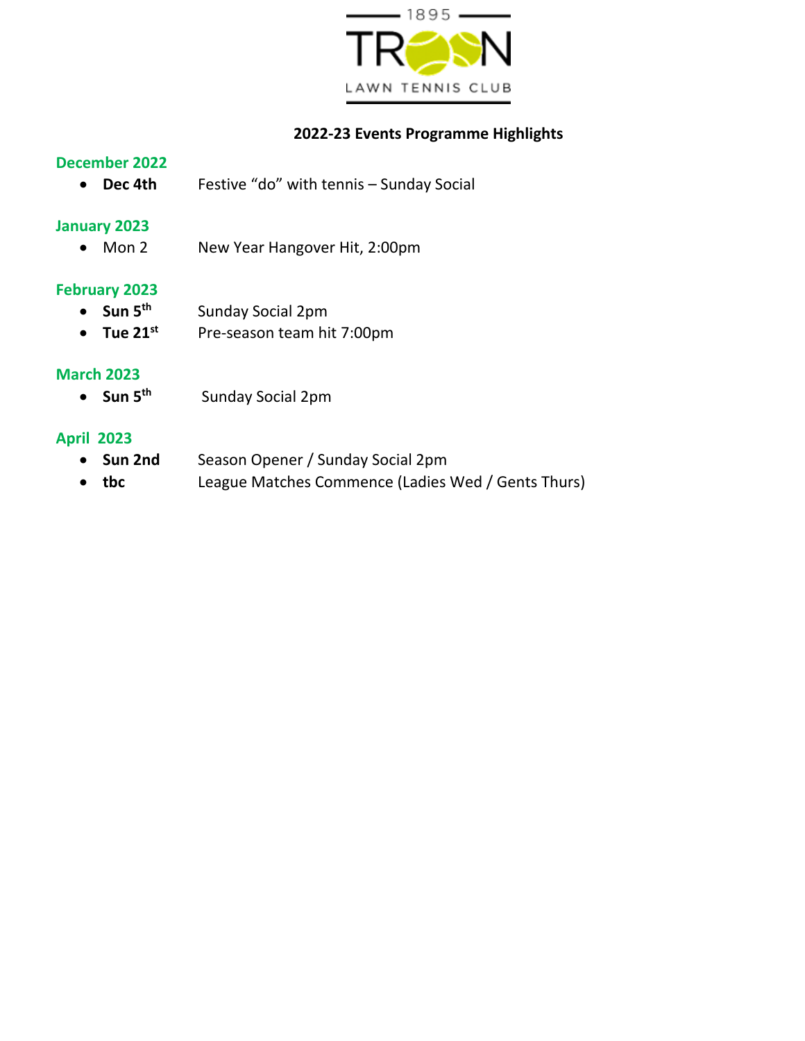1895

TROON

LAWN TENNIS CLUB

## 2022-23 Events Programme Highlights

### December 2022

- **Dec 4th** Festive "do" with tennis – Sunday Social

### January 2023

- Mon 2 New Year Hangover Hit, 2:00pm

### February 2023

- **Sun 5th** Sunday Social 2pm
- **Tue 21st** Pre-season team hit 7:00pm

### March 2023

- **Sun 5th** Sunday Social 2pm

### April 2023

- **Sun 2nd** Season Opener / Sunday Social 2pm
- **tbc** League Matches Commence (Ladies Wed / Gents Thurs)